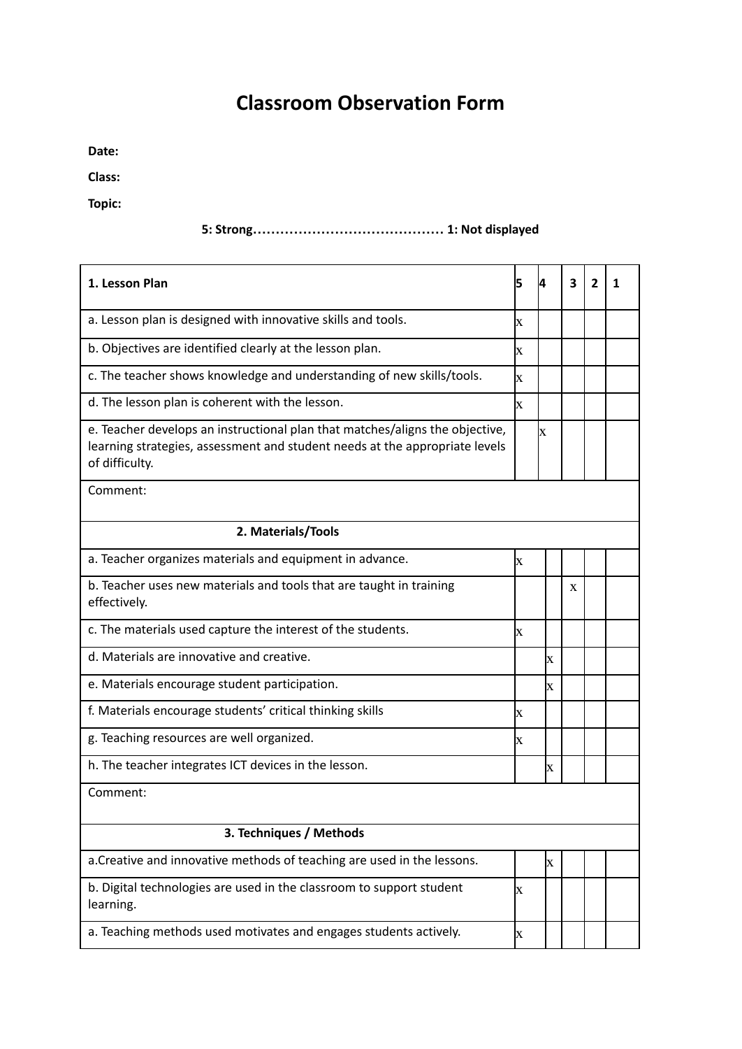# Classroom Observation Form

**Date:**

**Class:**

**Topic:**

**5: Strong…………………………………… 1: Not displayed**

| **1. Lesson Plan** | **5** | **4** | **3** | **2** | **1** |
|---|---|---|---|---|---|
| a. Lesson plan is designed with innovative skills and tools. | x | | | | |
| b. Objectives are identified clearly at the lesson plan. | x | | | | |
| c. The teacher shows knowledge and understanding of new skills/tools. | x | | | | |
| d. The lesson plan is coherent with the lesson. | x | | | | |
| e. Teacher develops an instructional plan that matches/aligns the objective, learning strategies, assessment and student needs at the appropriate levels of difficulty. | | x | | | |
| Comment: | | | | | |
| **2. Materials/Tools** | | | | | |
| a. Teacher organizes materials and equipment in advance. | x | | | | |
| b. Teacher uses new materials and tools that are taught in training effectively. | | | x | | |
| c. The materials used capture the interest of the students. | x | | | | |
| d. Materials are innovative and creative. | | x | | | |
| e. Materials encourage student participation. | | x | | | |
| f. Materials encourage students' critical thinking skills | x | | | | |
| g. Teaching resources are well organized. | x | | | | |
| h. The teacher integrates ICT devices in the lesson. | | x | | | |
| Comment: | | | | | |
| **3. Techniques / Methods** | | | | | |
| a.Creative and innovative methods of teaching are used in the lessons. | | x | | | |
| b. Digital technologies are used in the classroom to support student learning. | x | | | | |
| a. Teaching methods used motivates and engages students actively. | x | | | | |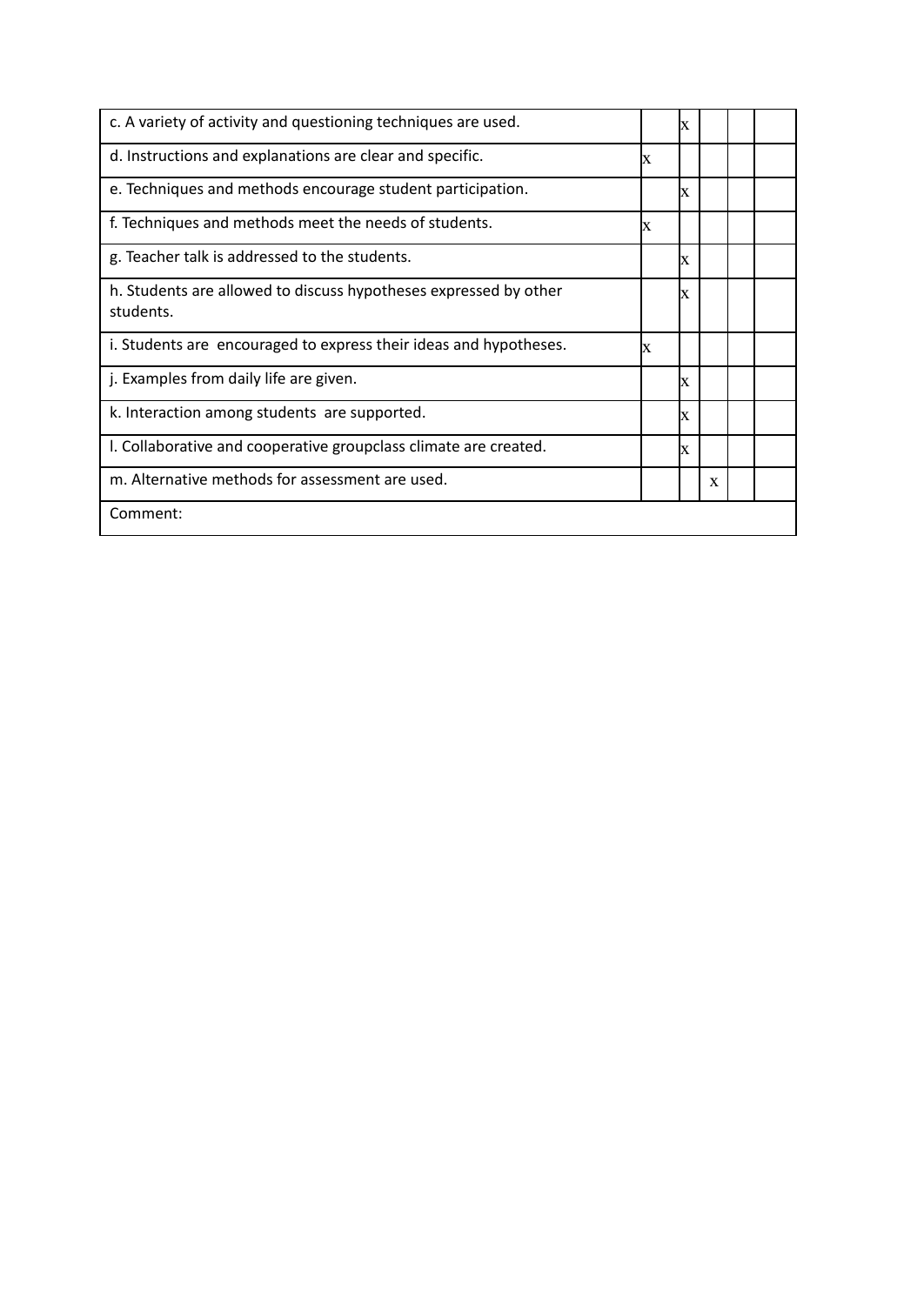| | | | | | |
|---|---|---|---|---|---|
| c. A variety of activity and questioning techniques are used. | | x | | | |
| d. Instructions and explanations are clear and specific. | x | | | | |
| e. Techniques and methods encourage student participation. | | x | | | |
| f. Techniques and methods meet the needs of students. | x | | | | |
| g. Teacher talk is addressed to the students. | | x | | | |
| h. Students are allowed to discuss hypotheses expressed by other students. | | x | | | |
| i. Students are encouraged to express their ideas and hypotheses. | x | | | | |
| j. Examples from daily life are given. | | x | | | |
| k. Interaction among students are supported. | | x | | | |
| l. Collaborative and cooperative groupclass climate are created. | | x | | | |
| m. Alternative methods for assessment are used. | | | x | | |
| Comment: | | | | | |